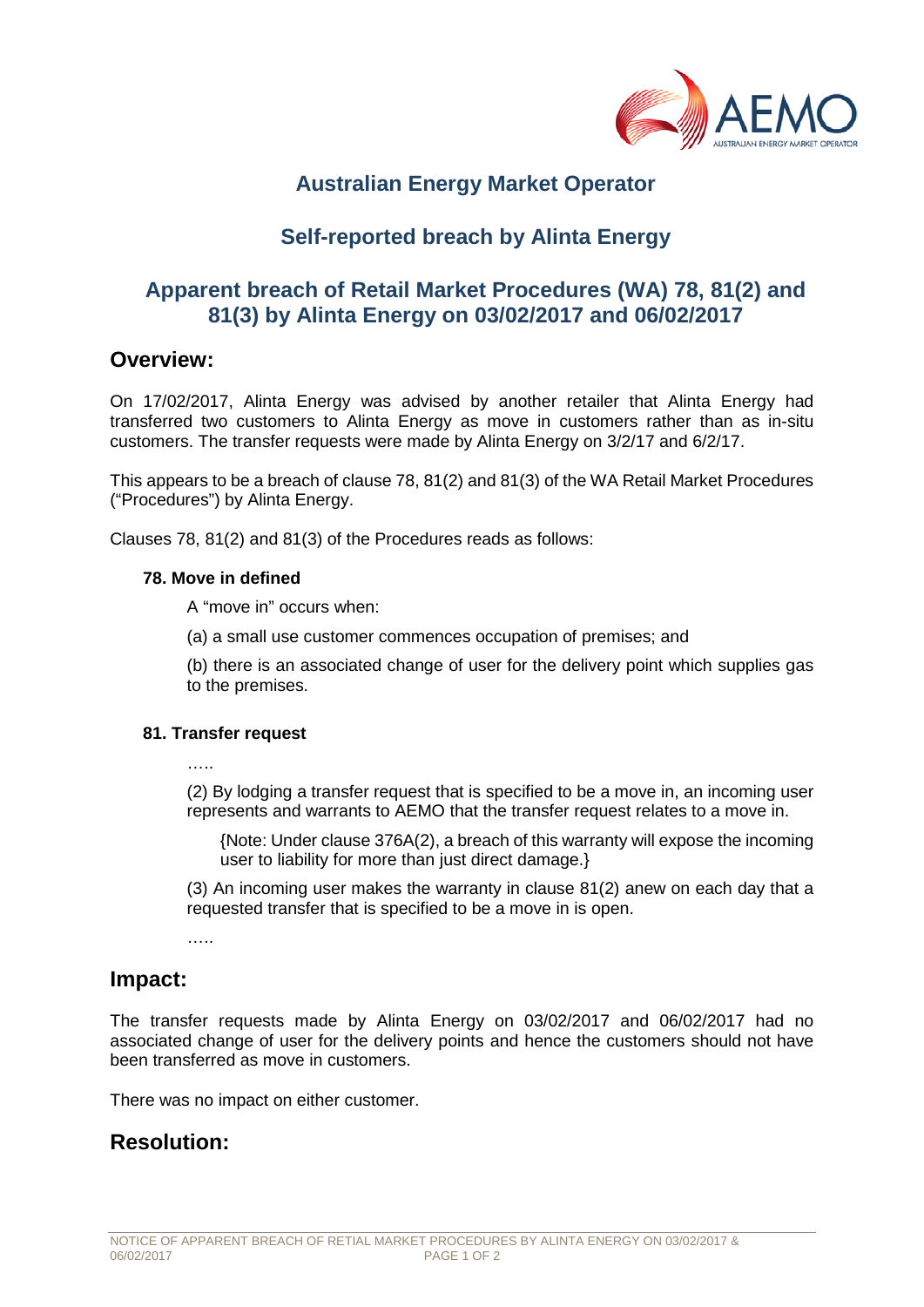# Australian Energy Market Operator

## Self-reported breach by Alinta Energy

## Apparent breach of Retail Market Procedures (WA) 78, 81(2) and 81(3) by Alinta Energy on 03/02/2017 and 06/02/2017

## Overview:

On 17/02/2017, Alinta Energy was advised by another retailer that Alinta Energy had transferred two customers to Alinta Energy as move in customers rather than as in-situ customers. The transfer requests were made by Alinta Energy on 3/2/17 and 6/2/17.

This appears to be a breach of clause 78, 81(2) and 81(3) of the WA Retail Market Procedures ("Procedures") by Alinta Energy.

Clauses 78, 81(2) and 81(3) of the Procedures reads as follows:

**78. Move in defined**

A "move in" occurs when:

(a) a small use customer commences occupation of premises; and

(b) there is an associated change of user for the delivery point which supplies gas to the premises.

**81. Transfer request**

…..

(2) By lodging a transfer request that is specified to be a move in, an incoming user represents and warrants to AEMO that the transfer request relates to a move in.

{Note: Under clause 376A(2), a breach of this warranty will expose the incoming user to liability for more than just direct damage.}

(3) An incoming user makes the warranty in clause 81(2) anew on each day that a requested transfer that is specified to be a move in is open.

…..

## Impact:

The transfer requests made by Alinta Energy on 03/02/2017 and 06/02/2017 had no associated change of user for the delivery points and hence the customers should not have been transferred as move in customers.

There was no impact on either customer.

## Resolution: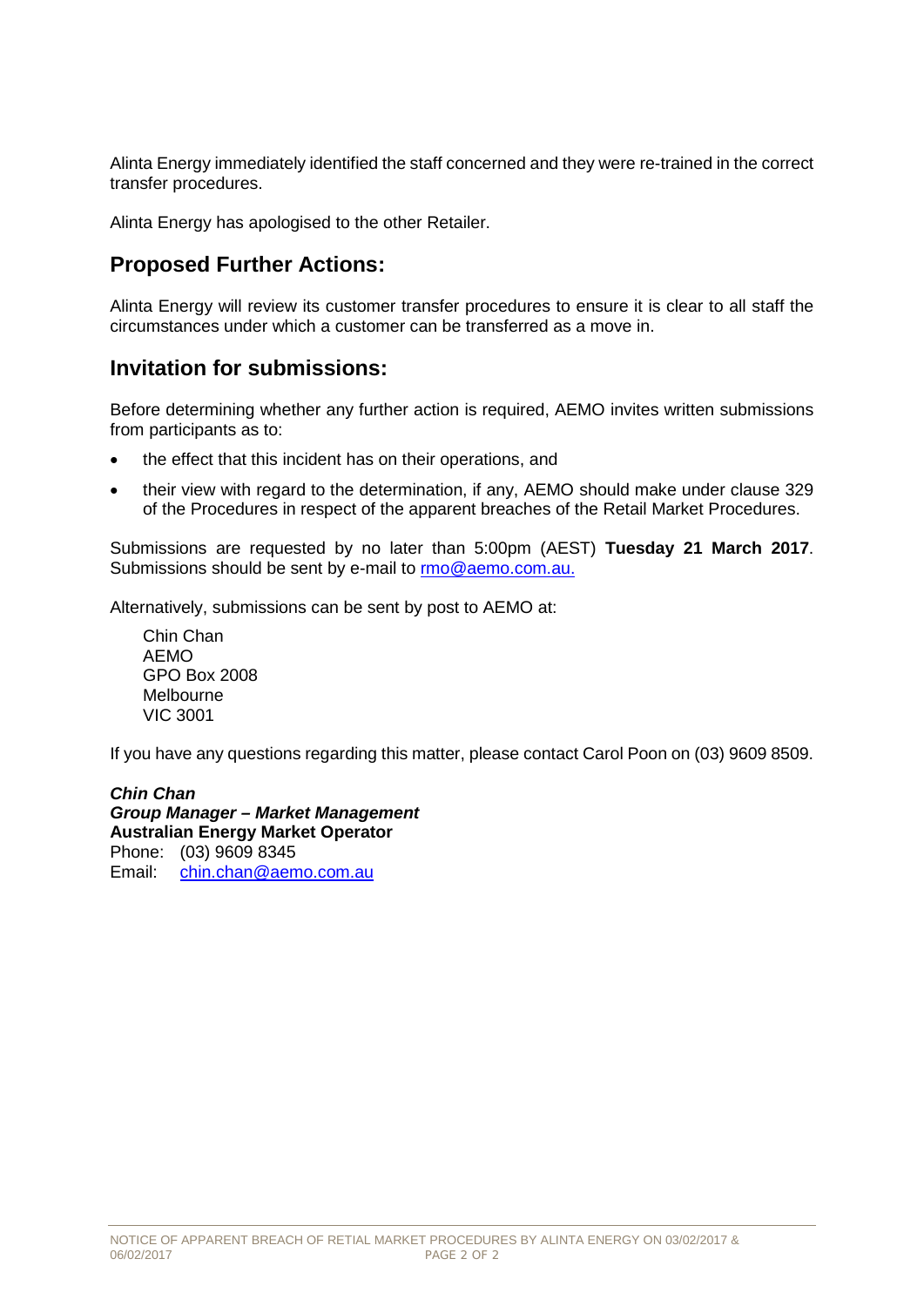Alinta Energy immediately identified the staff concerned and they were re-trained in the correct transfer procedures.

Alinta Energy has apologised to the other Retailer.

## Proposed Further Actions:

Alinta Energy will review its customer transfer procedures to ensure it is clear to all staff the circumstances under which a customer can be transferred as a move in.

## Invitation for submissions:

Before determining whether any further action is required, AEMO invites written submissions from participants as to:

- the effect that this incident has on their operations, and
- their view with regard to the determination, if any, AEMO should make under clause 329 of the Procedures in respect of the apparent breaches of the Retail Market Procedures.

Submissions are requested by no later than 5:00pm (AEST) **Tuesday 21 March 2017**. Submissions should be sent by e-mail to rmo@aemo.com.au.

Alternatively, submissions can be sent by post to AEMO at:

Chin Chan
AEMO
GPO Box 2008
Melbourne
VIC 3001

If you have any questions regarding this matter, please contact Carol Poon on (03) 9609 8509.

***Chin Chan***
***Group Manager – Market Management***
**Australian Energy Market Operator**
Phone: (03) 9609 8345
Email: chin.chan@aemo.com.au